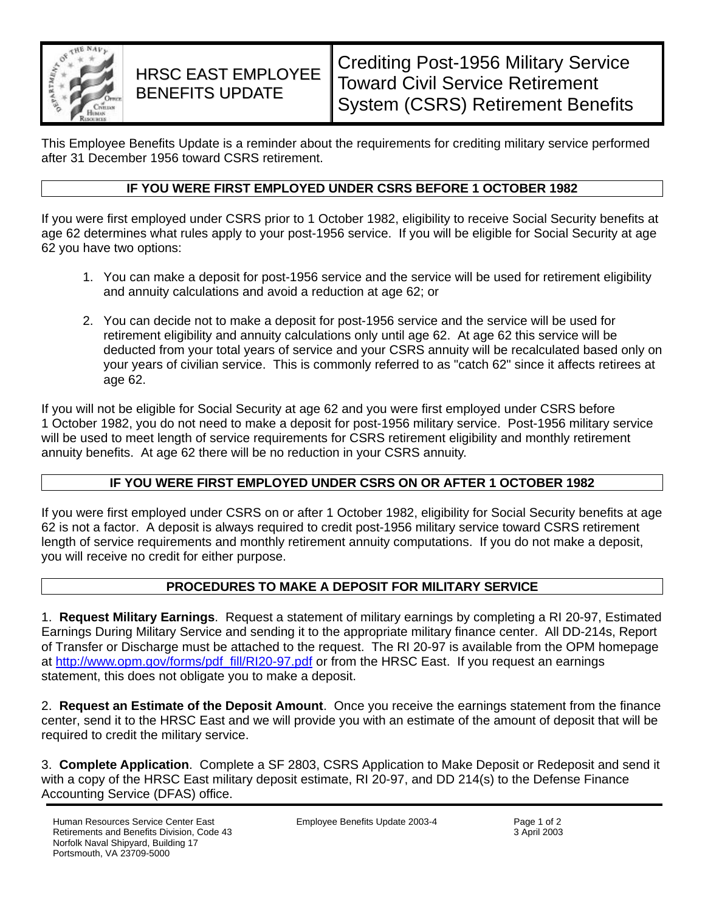HRSC EAST EMPLOYEE BENEFITS UPDATE

# Crediting Post-1956 Military Service Toward Civil Service Retirement System (CSRS) Retirement Benefits

This Employee Benefits Update is a reminder about the requirements for crediting military service performed after 31 December 1956 toward CSRS retirement.

## IF YOU WERE FIRST EMPLOYED UNDER CSRS BEFORE 1 OCTOBER 1982

If you were first employed under CSRS prior to 1 October 1982, eligibility to receive Social Security benefits at age 62 determines what rules apply to your post-1956 service. If you will be eligible for Social Security at age 62 you have two options:

1. You can make a deposit for post-1956 service and the service will be used for retirement eligibility and annuity calculations and avoid a reduction at age 62; or
2. You can decide not to make a deposit for post-1956 service and the service will be used for retirement eligibility and annuity calculations only until age 62. At age 62 this service will be deducted from your total years of service and your CSRS annuity will be recalculated based only on your years of civilian service. This is commonly referred to as "catch 62" since it affects retirees at age 62.

If you will not be eligible for Social Security at age 62 and you were first employed under CSRS before 1 October 1982, you do not need to make a deposit for post-1956 military service. Post-1956 military service will be used to meet length of service requirements for CSRS retirement eligibility and monthly retirement annuity benefits. At age 62 there will be no reduction in your CSRS annuity.

## IF YOU WERE FIRST EMPLOYED UNDER CSRS ON OR AFTER 1 OCTOBER 1982

If you were first employed under CSRS on or after 1 October 1982, eligibility for Social Security benefits at age 62 is not a factor. A deposit is always required to credit post-1956 military service toward CSRS retirement length of service requirements and monthly retirement annuity computations. If you do not make a deposit, you will receive no credit for either purpose.

## PROCEDURES TO MAKE A DEPOSIT FOR MILITARY SERVICE

1. **Request Military Earnings**. Request a statement of military earnings by completing a RI 20-97, Estimated Earnings During Military Service and sending it to the appropriate military finance center. All DD-214s, Report of Transfer or Discharge must be attached to the request. The RI 20-97 is available from the OPM homepage at http://www.opm.gov/forms/pdf_fill/RI20-97.pdf or from the HRSC East. If you request an earnings statement, this does not obligate you to make a deposit.

2. **Request an Estimate of the Deposit Amount**. Once you receive the earnings statement from the finance center, send it to the HRSC East and we will provide you with an estimate of the amount of deposit that will be required to credit the military service.

3. **Complete Application**. Complete a SF 2803, CSRS Application to Make Deposit or Redeposit and send it with a copy of the HRSC East military deposit estimate, RI 20-97, and DD 214(s) to the Defense Finance Accounting Service (DFAS) office.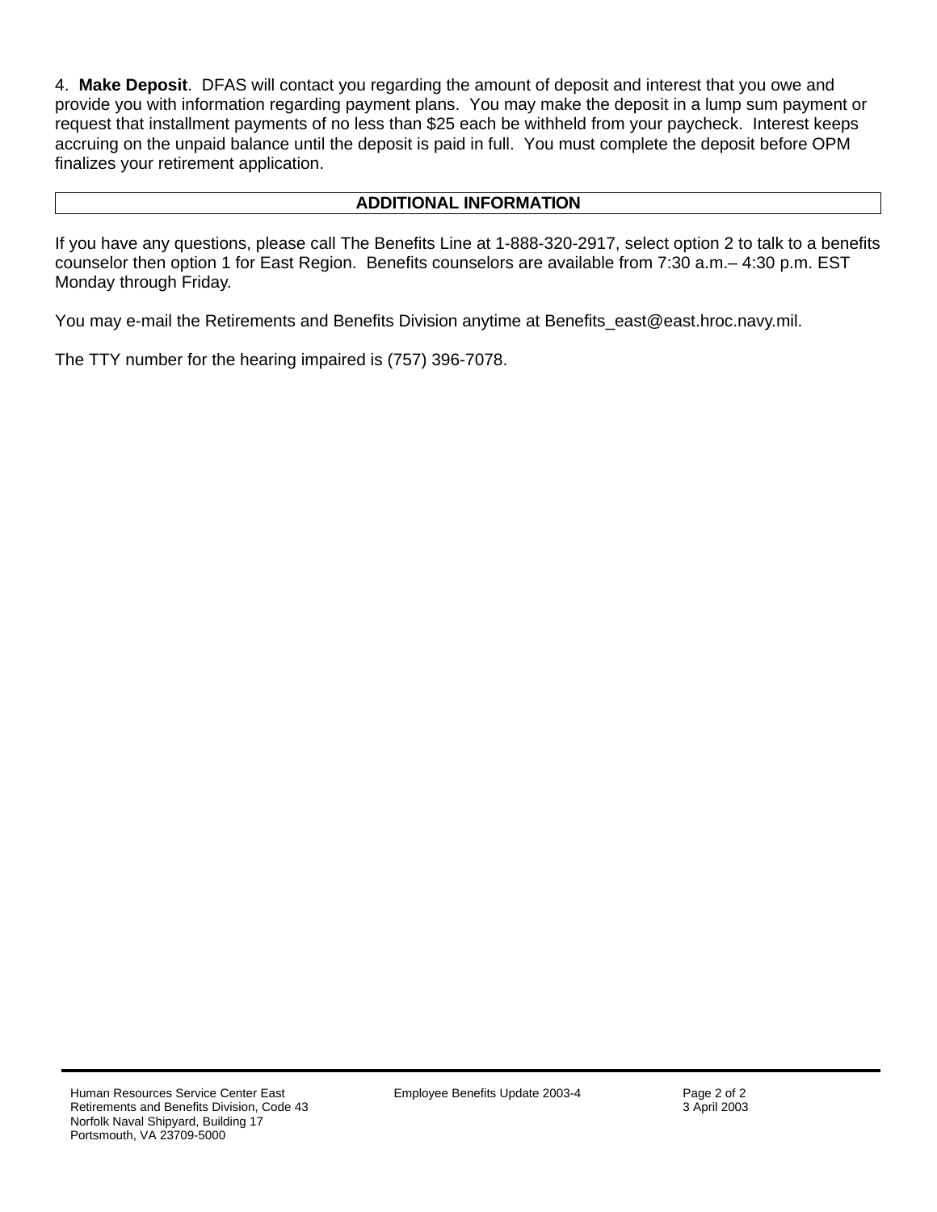4. **Make Deposit**. DFAS will contact you regarding the amount of deposit and interest that you owe and provide you with information regarding payment plans. You may make the deposit in a lump sum payment or request that installment payments of no less than $25 each be withheld from your paycheck. Interest keeps accruing on the unpaid balance until the deposit is paid in full. You must complete the deposit before OPM finalizes your retirement application.

## ADDITIONAL INFORMATION

If you have any questions, please call The Benefits Line at 1-888-320-2917, select option 2 to talk to a benefits counselor then option 1 for East Region. Benefits counselors are available from 7:30 a.m.– 4:30 p.m. EST Monday through Friday.

You may e-mail the Retirements and Benefits Division anytime at Benefits_east@east.hroc.navy.mil.

The TTY number for the hearing impaired is (757) 396-7078.

Human Resources Service Center East
Retirements and Benefits Division, Code 43
Norfolk Naval Shipyard, Building 17
Portsmouth, VA 23709-5000

Employee Benefits Update 2003-4

3 April 2003